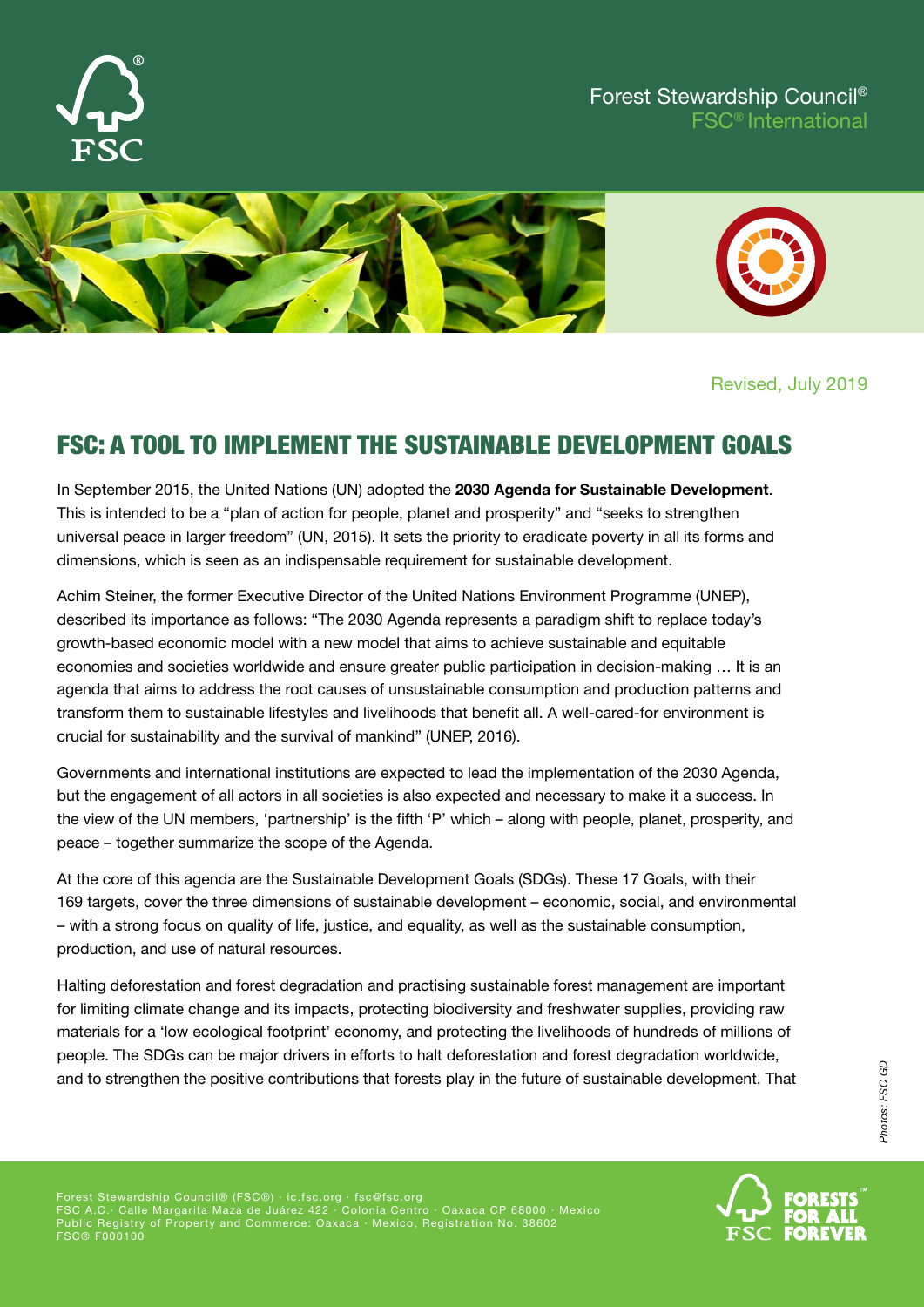Forest Stewardship Council®
FSC® International

Revised, July 2019

# FSC: A TOOL TO IMPLEMENT THE SUSTAINABLE DEVELOPMENT GOALS

In September 2015, the United Nations (UN) adopted the **2030 Agenda for Sustainable Development**. This is intended to be a "plan of action for people, planet and prosperity" and "seeks to strengthen universal peace in larger freedom" (UN, 2015). It sets the priority to eradicate poverty in all its forms and dimensions, which is seen as an indispensable requirement for sustainable development.

Achim Steiner, the former Executive Director of the United Nations Environment Programme (UNEP), described its importance as follows: "The 2030 Agenda represents a paradigm shift to replace today's growth-based economic model with a new model that aims to achieve sustainable and equitable economies and societies worldwide and ensure greater public participation in decision-making … It is an agenda that aims to address the root causes of unsustainable consumption and production patterns and transform them to sustainable lifestyles and livelihoods that benefit all. A well-cared-for environment is crucial for sustainability and the survival of mankind" (UNEP, 2016).

Governments and international institutions are expected to lead the implementation of the 2030 Agenda, but the engagement of all actors in all societies is also expected and necessary to make it a success. In the view of the UN members, 'partnership' is the fifth 'P' which – along with people, planet, prosperity, and peace – together summarize the scope of the Agenda.

At the core of this agenda are the Sustainable Development Goals (SDGs). These 17 Goals, with their 169 targets, cover the three dimensions of sustainable development – economic, social, and environmental – with a strong focus on quality of life, justice, and equality, as well as the sustainable consumption, production, and use of natural resources.

Halting deforestation and forest degradation and practising sustainable forest management are important for limiting climate change and its impacts, protecting biodiversity and freshwater supplies, providing raw materials for a 'low ecological footprint' economy, and protecting the livelihoods of hundreds of millions of people. The SDGs can be major drivers in efforts to halt deforestation and forest degradation worldwide, and to strengthen the positive contributions that forests play in the future of sustainable development. That

*Photos: FSC GD*

Forest Stewardship Council® (FSC®) · ic.fsc.org · fsc@fsc.org
FSC A.C.· Calle Margarita Maza de Juárez 422 · Colonia Centro · Oaxaca CP 68000 · Mexico
Public Registry of Property and Commerce: Oaxaca · Mexico, Registration No. 38602
FSC® F000100

FORESTS FOR ALL FOREVER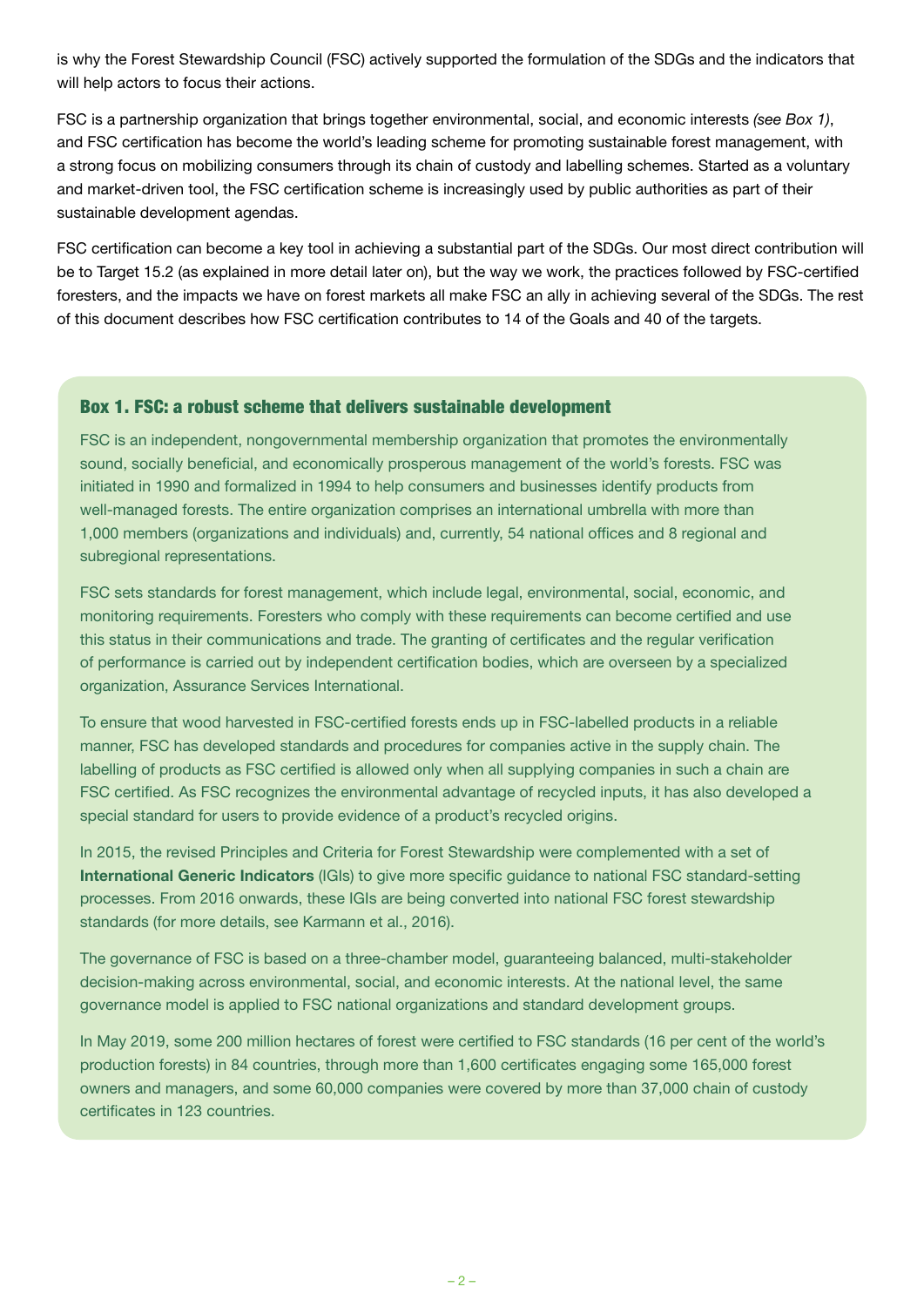is why the Forest Stewardship Council (FSC) actively supported the formulation of the SDGs and the indicators that will help actors to focus their actions.

FSC is a partnership organization that brings together environmental, social, and economic interests *(see Box 1)*, and FSC certification has become the world's leading scheme for promoting sustainable forest management, with a strong focus on mobilizing consumers through its chain of custody and labelling schemes. Started as a voluntary and market-driven tool, the FSC certification scheme is increasingly used by public authorities as part of their sustainable development agendas.

FSC certification can become a key tool in achieving a substantial part of the SDGs. Our most direct contribution will be to Target 15.2 (as explained in more detail later on), but the way we work, the practices followed by FSC-certified foresters, and the impacts we have on forest markets all make FSC an ally in achieving several of the SDGs. The rest of this document describes how FSC certification contributes to 14 of the Goals and 40 of the targets.

### Box 1. FSC: a robust scheme that delivers sustainable development

FSC is an independent, nongovernmental membership organization that promotes the environmentally sound, socially beneficial, and economically prosperous management of the world's forests. FSC was initiated in 1990 and formalized in 1994 to help consumers and businesses identify products from well-managed forests. The entire organization comprises an international umbrella with more than 1,000 members (organizations and individuals) and, currently, 54 national offices and 8 regional and subregional representations.

FSC sets standards for forest management, which include legal, environmental, social, economic, and monitoring requirements. Foresters who comply with these requirements can become certified and use this status in their communications and trade. The granting of certificates and the regular verification of performance is carried out by independent certification bodies, which are overseen by a specialized organization, Assurance Services International.

To ensure that wood harvested in FSC-certified forests ends up in FSC-labelled products in a reliable manner, FSC has developed standards and procedures for companies active in the supply chain. The labelling of products as FSC certified is allowed only when all supplying companies in such a chain are FSC certified. As FSC recognizes the environmental advantage of recycled inputs, it has also developed a special standard for users to provide evidence of a product's recycled origins.

In 2015, the revised Principles and Criteria for Forest Stewardship were complemented with a set of **International Generic Indicators** (IGIs) to give more specific guidance to national FSC standard-setting processes. From 2016 onwards, these IGIs are being converted into national FSC forest stewardship standards (for more details, see Karmann et al., 2016).

The governance of FSC is based on a three-chamber model, guaranteeing balanced, multi-stakeholder decision-making across environmental, social, and economic interests. At the national level, the same governance model is applied to FSC national organizations and standard development groups.

In May 2019, some 200 million hectares of forest were certified to FSC standards (16 per cent of the world's production forests) in 84 countries, through more than 1,600 certificates engaging some 165,000 forest owners and managers, and some 60,000 companies were covered by more than 37,000 chain of custody certificates in 123 countries.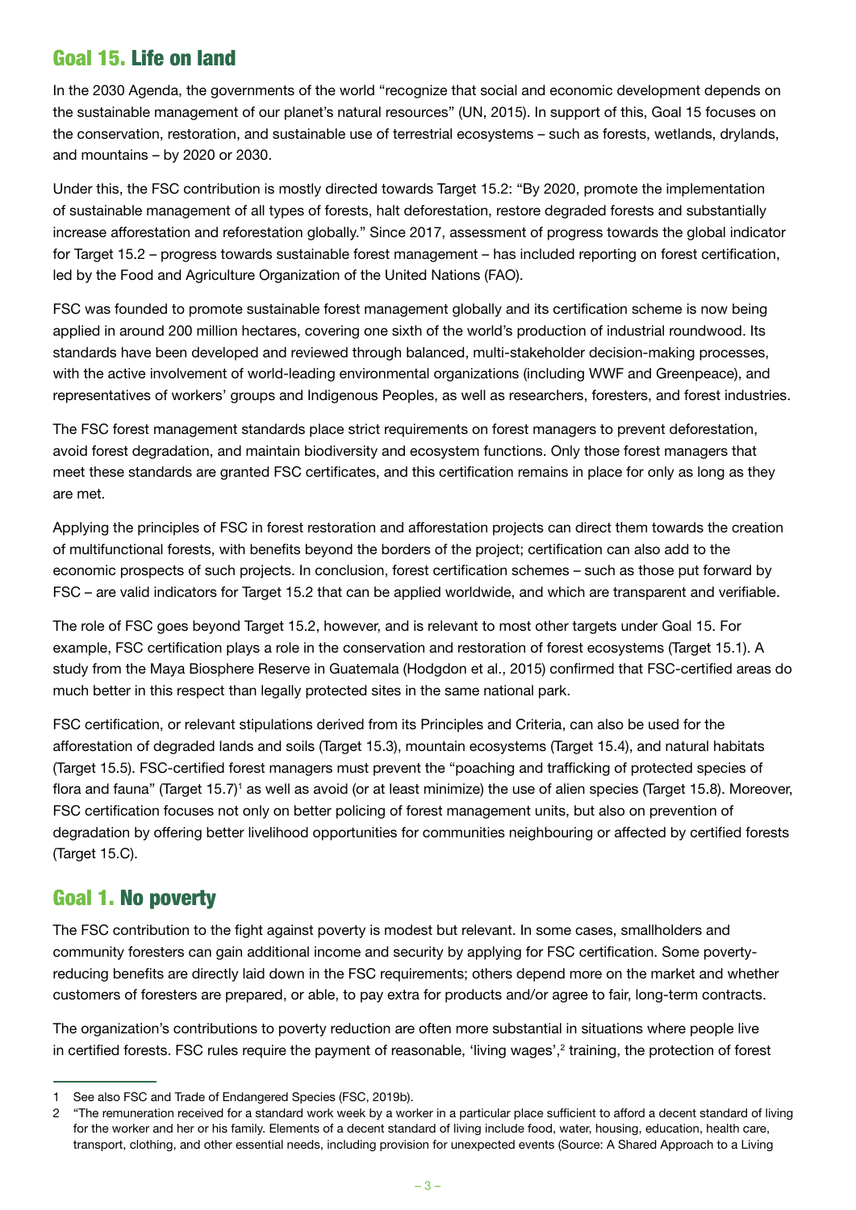## Goal 15. Life on land

In the 2030 Agenda, the governments of the world "recognize that social and economic development depends on the sustainable management of our planet's natural resources" (UN, 2015). In support of this, Goal 15 focuses on the conservation, restoration, and sustainable use of terrestrial ecosystems – such as forests, wetlands, drylands, and mountains – by 2020 or 2030.

Under this, the FSC contribution is mostly directed towards Target 15.2: "By 2020, promote the implementation of sustainable management of all types of forests, halt deforestation, restore degraded forests and substantially increase afforestation and reforestation globally." Since 2017, assessment of progress towards the global indicator for Target 15.2 – progress towards sustainable forest management – has included reporting on forest certification, led by the Food and Agriculture Organization of the United Nations (FAO).

FSC was founded to promote sustainable forest management globally and its certification scheme is now being applied in around 200 million hectares, covering one sixth of the world's production of industrial roundwood. Its standards have been developed and reviewed through balanced, multi-stakeholder decision-making processes, with the active involvement of world-leading environmental organizations (including WWF and Greenpeace), and representatives of workers' groups and Indigenous Peoples, as well as researchers, foresters, and forest industries.

The FSC forest management standards place strict requirements on forest managers to prevent deforestation, avoid forest degradation, and maintain biodiversity and ecosystem functions. Only those forest managers that meet these standards are granted FSC certificates, and this certification remains in place for only as long as they are met.

Applying the principles of FSC in forest restoration and afforestation projects can direct them towards the creation of multifunctional forests, with benefits beyond the borders of the project; certification can also add to the economic prospects of such projects. In conclusion, forest certification schemes – such as those put forward by FSC – are valid indicators for Target 15.2 that can be applied worldwide, and which are transparent and verifiable.

The role of FSC goes beyond Target 15.2, however, and is relevant to most other targets under Goal 15. For example, FSC certification plays a role in the conservation and restoration of forest ecosystems (Target 15.1). A study from the Maya Biosphere Reserve in Guatemala (Hodgdon et al., 2015) confirmed that FSC-certified areas do much better in this respect than legally protected sites in the same national park.

FSC certification, or relevant stipulations derived from its Principles and Criteria, can also be used for the afforestation of degraded lands and soils (Target 15.3), mountain ecosystems (Target 15.4), and natural habitats (Target 15.5). FSC-certified forest managers must prevent the "poaching and trafficking of protected species of flora and fauna" (Target 15.7)[1] as well as avoid (or at least minimize) the use of alien species (Target 15.8). Moreover, FSC certification focuses not only on better policing of forest management units, but also on prevention of degradation by offering better livelihood opportunities for communities neighbouring or affected by certified forests (Target 15.C).

## Goal 1. No poverty

The FSC contribution to the fight against poverty is modest but relevant. In some cases, smallholders and community foresters can gain additional income and security by applying for FSC certification. Some poverty-reducing benefits are directly laid down in the FSC requirements; others depend more on the market and whether customers of foresters are prepared, or able, to pay extra for products and/or agree to fair, long-term contracts.

The organization's contributions to poverty reduction are often more substantial in situations where people live in certified forests. FSC rules require the payment of reasonable, 'living wages',[2] training, the protection of forest

---

1 See also FSC and Trade of Endangered Species (FSC, 2019b).

2 "The remuneration received for a standard work week by a worker in a particular place sufficient to afford a decent standard of living for the worker and her or his family. Elements of a decent standard of living include food, water, housing, education, health care, transport, clothing, and other essential needs, including provision for unexpected events (Source: A Shared Approach to a Living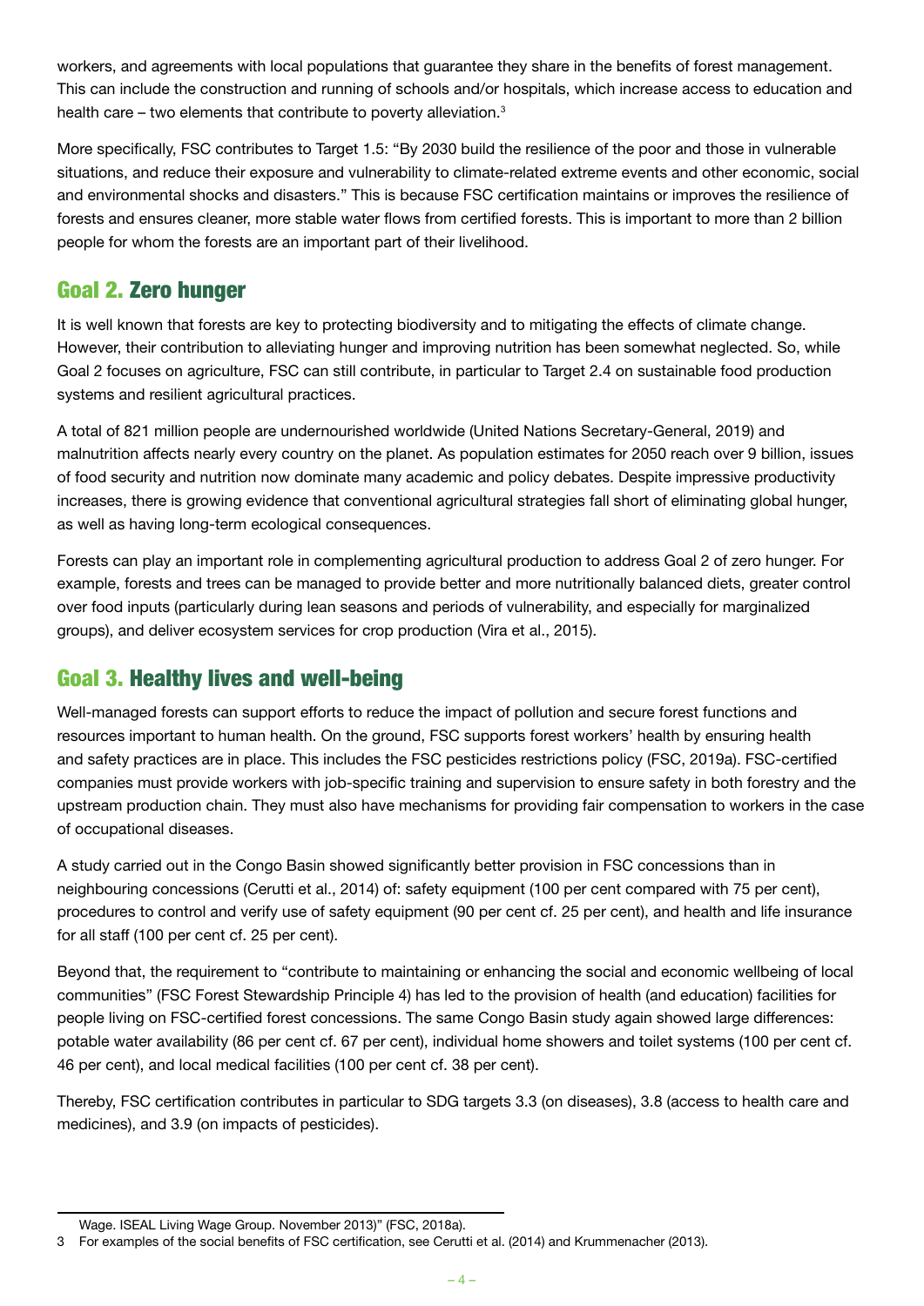workers, and agreements with local populations that guarantee they share in the benefits of forest management. This can include the construction and running of schools and/or hospitals, which increase access to education and health care – two elements that contribute to poverty alleviation.[3]

More specifically, FSC contributes to Target 1.5: "By 2030 build the resilience of the poor and those in vulnerable situations, and reduce their exposure and vulnerability to climate-related extreme events and other economic, social and environmental shocks and disasters." This is because FSC certification maintains or improves the resilience of forests and ensures cleaner, more stable water flows from certified forests. This is important to more than 2 billion people for whom the forests are an important part of their livelihood.

## Goal 2. Zero hunger

It is well known that forests are key to protecting biodiversity and to mitigating the effects of climate change. However, their contribution to alleviating hunger and improving nutrition has been somewhat neglected. So, while Goal 2 focuses on agriculture, FSC can still contribute, in particular to Target 2.4 on sustainable food production systems and resilient agricultural practices.

A total of 821 million people are undernourished worldwide (United Nations Secretary-General, 2019) and malnutrition affects nearly every country on the planet. As population estimates for 2050 reach over 9 billion, issues of food security and nutrition now dominate many academic and policy debates. Despite impressive productivity increases, there is growing evidence that conventional agricultural strategies fall short of eliminating global hunger, as well as having long-term ecological consequences.

Forests can play an important role in complementing agricultural production to address Goal 2 of zero hunger. For example, forests and trees can be managed to provide better and more nutritionally balanced diets, greater control over food inputs (particularly during lean seasons and periods of vulnerability, and especially for marginalized groups), and deliver ecosystem services for crop production (Vira et al., 2015).

## Goal 3. Healthy lives and well-being

Well-managed forests can support efforts to reduce the impact of pollution and secure forest functions and resources important to human health. On the ground, FSC supports forest workers' health by ensuring health and safety practices are in place. This includes the FSC pesticides restrictions policy (FSC, 2019a). FSC-certified companies must provide workers with job-specific training and supervision to ensure safety in both forestry and the upstream production chain. They must also have mechanisms for providing fair compensation to workers in the case of occupational diseases.

A study carried out in the Congo Basin showed significantly better provision in FSC concessions than in neighbouring concessions (Cerutti et al., 2014) of: safety equipment (100 per cent compared with 75 per cent), procedures to control and verify use of safety equipment (90 per cent cf. 25 per cent), and health and life insurance for all staff (100 per cent cf. 25 per cent).

Beyond that, the requirement to "contribute to maintaining or enhancing the social and economic wellbeing of local communities" (FSC Forest Stewardship Principle 4) has led to the provision of health (and education) facilities for people living on FSC-certified forest concessions. The same Congo Basin study again showed large differences: potable water availability (86 per cent cf. 67 per cent), individual home showers and toilet systems (100 per cent cf. 46 per cent), and local medical facilities (100 per cent cf. 38 per cent).

Thereby, FSC certification contributes in particular to SDG targets 3.3 (on diseases), 3.8 (access to health care and medicines), and 3.9 (on impacts of pesticides).

---

Wage. ISEAL Living Wage Group. November 2013)" (FSC, 2018a).

3 For examples of the social benefits of FSC certification, see Cerutti et al. (2014) and Krummenacher (2013).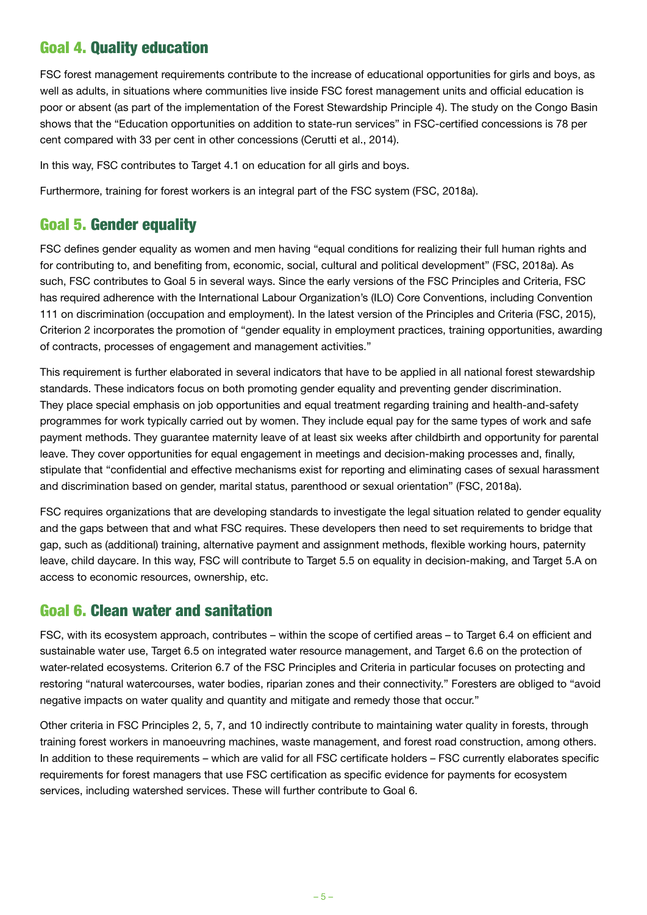## Goal 4. Quality education

FSC forest management requirements contribute to the increase of educational opportunities for girls and boys, as well as adults, in situations where communities live inside FSC forest management units and official education is poor or absent (as part of the implementation of the Forest Stewardship Principle 4). The study on the Congo Basin shows that the "Education opportunities on addition to state-run services" in FSC-certified concessions is 78 per cent compared with 33 per cent in other concessions (Cerutti et al., 2014).

In this way, FSC contributes to Target 4.1 on education for all girls and boys.

Furthermore, training for forest workers is an integral part of the FSC system (FSC, 2018a).

## Goal 5. Gender equality

FSC defines gender equality as women and men having "equal conditions for realizing their full human rights and for contributing to, and benefiting from, economic, social, cultural and political development" (FSC, 2018a). As such, FSC contributes to Goal 5 in several ways. Since the early versions of the FSC Principles and Criteria, FSC has required adherence with the International Labour Organization's (ILO) Core Conventions, including Convention 111 on discrimination (occupation and employment). In the latest version of the Principles and Criteria (FSC, 2015), Criterion 2 incorporates the promotion of "gender equality in employment practices, training opportunities, awarding of contracts, processes of engagement and management activities."

This requirement is further elaborated in several indicators that have to be applied in all national forest stewardship standards. These indicators focus on both promoting gender equality and preventing gender discrimination. They place special emphasis on job opportunities and equal treatment regarding training and health-and-safety programmes for work typically carried out by women. They include equal pay for the same types of work and safe payment methods. They guarantee maternity leave of at least six weeks after childbirth and opportunity for parental leave. They cover opportunities for equal engagement in meetings and decision-making processes and, finally, stipulate that "confidential and effective mechanisms exist for reporting and eliminating cases of sexual harassment and discrimination based on gender, marital status, parenthood or sexual orientation" (FSC, 2018a).

FSC requires organizations that are developing standards to investigate the legal situation related to gender equality and the gaps between that and what FSC requires. These developers then need to set requirements to bridge that gap, such as (additional) training, alternative payment and assignment methods, flexible working hours, paternity leave, child daycare. In this way, FSC will contribute to Target 5.5 on equality in decision-making, and Target 5.A on access to economic resources, ownership, etc.

## Goal 6. Clean water and sanitation

FSC, with its ecosystem approach, contributes – within the scope of certified areas – to Target 6.4 on efficient and sustainable water use, Target 6.5 on integrated water resource management, and Target 6.6 on the protection of water-related ecosystems. Criterion 6.7 of the FSC Principles and Criteria in particular focuses on protecting and restoring "natural watercourses, water bodies, riparian zones and their connectivity." Foresters are obliged to "avoid negative impacts on water quality and quantity and mitigate and remedy those that occur."

Other criteria in FSC Principles 2, 5, 7, and 10 indirectly contribute to maintaining water quality in forests, through training forest workers in manoeuvring machines, waste management, and forest road construction, among others. In addition to these requirements – which are valid for all FSC certificate holders – FSC currently elaborates specific requirements for forest managers that use FSC certification as specific evidence for payments for ecosystem services, including watershed services. These will further contribute to Goal 6.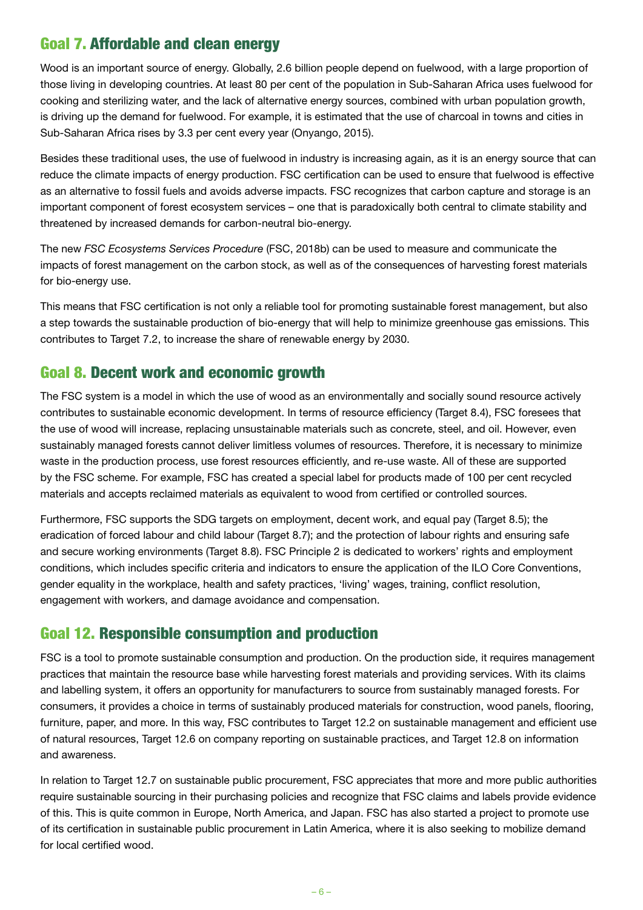## Goal 7. Affordable and clean energy

Wood is an important source of energy. Globally, 2.6 billion people depend on fuelwood, with a large proportion of those living in developing countries. At least 80 per cent of the population in Sub-Saharan Africa uses fuelwood for cooking and sterilizing water, and the lack of alternative energy sources, combined with urban population growth, is driving up the demand for fuelwood. For example, it is estimated that the use of charcoal in towns and cities in Sub-Saharan Africa rises by 3.3 per cent every year (Onyango, 2015).

Besides these traditional uses, the use of fuelwood in industry is increasing again, as it is an energy source that can reduce the climate impacts of energy production. FSC certification can be used to ensure that fuelwood is effective as an alternative to fossil fuels and avoids adverse impacts. FSC recognizes that carbon capture and storage is an important component of forest ecosystem services – one that is paradoxically both central to climate stability and threatened by increased demands for carbon-neutral bio-energy.

The new *FSC Ecosystems Services Procedure* (FSC, 2018b) can be used to measure and communicate the impacts of forest management on the carbon stock, as well as of the consequences of harvesting forest materials for bio-energy use.

This means that FSC certification is not only a reliable tool for promoting sustainable forest management, but also a step towards the sustainable production of bio-energy that will help to minimize greenhouse gas emissions. This contributes to Target 7.2, to increase the share of renewable energy by 2030.

## Goal 8. Decent work and economic growth

The FSC system is a model in which the use of wood as an environmentally and socially sound resource actively contributes to sustainable economic development. In terms of resource efficiency (Target 8.4), FSC foresees that the use of wood will increase, replacing unsustainable materials such as concrete, steel, and oil. However, even sustainably managed forests cannot deliver limitless volumes of resources. Therefore, it is necessary to minimize waste in the production process, use forest resources efficiently, and re-use waste. All of these are supported by the FSC scheme. For example, FSC has created a special label for products made of 100 per cent recycled materials and accepts reclaimed materials as equivalent to wood from certified or controlled sources.

Furthermore, FSC supports the SDG targets on employment, decent work, and equal pay (Target 8.5); the eradication of forced labour and child labour (Target 8.7); and the protection of labour rights and ensuring safe and secure working environments (Target 8.8). FSC Principle 2 is dedicated to workers' rights and employment conditions, which includes specific criteria and indicators to ensure the application of the ILO Core Conventions, gender equality in the workplace, health and safety practices, 'living' wages, training, conflict resolution, engagement with workers, and damage avoidance and compensation.

## Goal 12. Responsible consumption and production

FSC is a tool to promote sustainable consumption and production. On the production side, it requires management practices that maintain the resource base while harvesting forest materials and providing services. With its claims and labelling system, it offers an opportunity for manufacturers to source from sustainably managed forests. For consumers, it provides a choice in terms of sustainably produced materials for construction, wood panels, flooring, furniture, paper, and more. In this way, FSC contributes to Target 12.2 on sustainable management and efficient use of natural resources, Target 12.6 on company reporting on sustainable practices, and Target 12.8 on information and awareness.

In relation to Target 12.7 on sustainable public procurement, FSC appreciates that more and more public authorities require sustainable sourcing in their purchasing policies and recognize that FSC claims and labels provide evidence of this. This is quite common in Europe, North America, and Japan. FSC has also started a project to promote use of its certification in sustainable public procurement in Latin America, where it is also seeking to mobilize demand for local certified wood.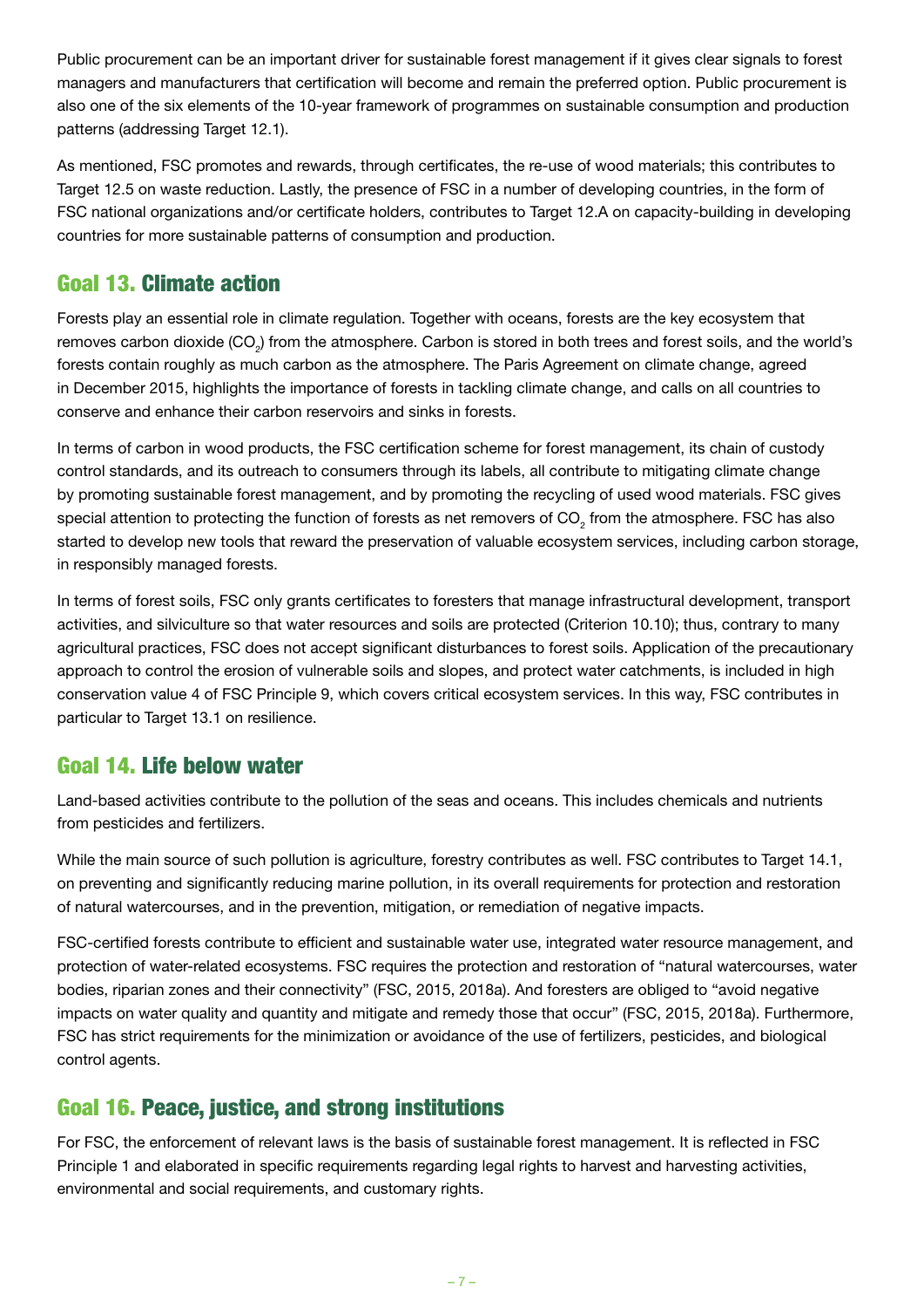Public procurement can be an important driver for sustainable forest management if it gives clear signals to forest managers and manufacturers that certification will become and remain the preferred option. Public procurement is also one of the six elements of the 10-year framework of programmes on sustainable consumption and production patterns (addressing Target 12.1).

As mentioned, FSC promotes and rewards, through certificates, the re-use of wood materials; this contributes to Target 12.5 on waste reduction. Lastly, the presence of FSC in a number of developing countries, in the form of FSC national organizations and/or certificate holders, contributes to Target 12.A on capacity-building in developing countries for more sustainable patterns of consumption and production.

## Goal 13. Climate action

Forests play an essential role in climate regulation. Together with oceans, forests are the key ecosystem that removes carbon dioxide ($CO_2$) from the atmosphere. Carbon is stored in both trees and forest soils, and the world's forests contain roughly as much carbon as the atmosphere. The Paris Agreement on climate change, agreed in December 2015, highlights the importance of forests in tackling climate change, and calls on all countries to conserve and enhance their carbon reservoirs and sinks in forests.

In terms of carbon in wood products, the FSC certification scheme for forest management, its chain of custody control standards, and its outreach to consumers through its labels, all contribute to mitigating climate change by promoting sustainable forest management, and by promoting the recycling of used wood materials. FSC gives special attention to protecting the function of forests as net removers of $CO_2$ from the atmosphere. FSC has also started to develop new tools that reward the preservation of valuable ecosystem services, including carbon storage, in responsibly managed forests.

In terms of forest soils, FSC only grants certificates to foresters that manage infrastructural development, transport activities, and silviculture so that water resources and soils are protected (Criterion 10.10); thus, contrary to many agricultural practices, FSC does not accept significant disturbances to forest soils. Application of the precautionary approach to control the erosion of vulnerable soils and slopes, and protect water catchments, is included in high conservation value 4 of FSC Principle 9, which covers critical ecosystem services. In this way, FSC contributes in particular to Target 13.1 on resilience.

## Goal 14. Life below water

Land-based activities contribute to the pollution of the seas and oceans. This includes chemicals and nutrients from pesticides and fertilizers.

While the main source of such pollution is agriculture, forestry contributes as well. FSC contributes to Target 14.1, on preventing and significantly reducing marine pollution, in its overall requirements for protection and restoration of natural watercourses, and in the prevention, mitigation, or remediation of negative impacts.

FSC-certified forests contribute to efficient and sustainable water use, integrated water resource management, and protection of water-related ecosystems. FSC requires the protection and restoration of "natural watercourses, water bodies, riparian zones and their connectivity" (FSC, 2015, 2018a). And foresters are obliged to "avoid negative impacts on water quality and quantity and mitigate and remedy those that occur" (FSC, 2015, 2018a). Furthermore, FSC has strict requirements for the minimization or avoidance of the use of fertilizers, pesticides, and biological control agents.

## Goal 16. Peace, justice, and strong institutions

For FSC, the enforcement of relevant laws is the basis of sustainable forest management. It is reflected in FSC Principle 1 and elaborated in specific requirements regarding legal rights to harvest and harvesting activities, environmental and social requirements, and customary rights.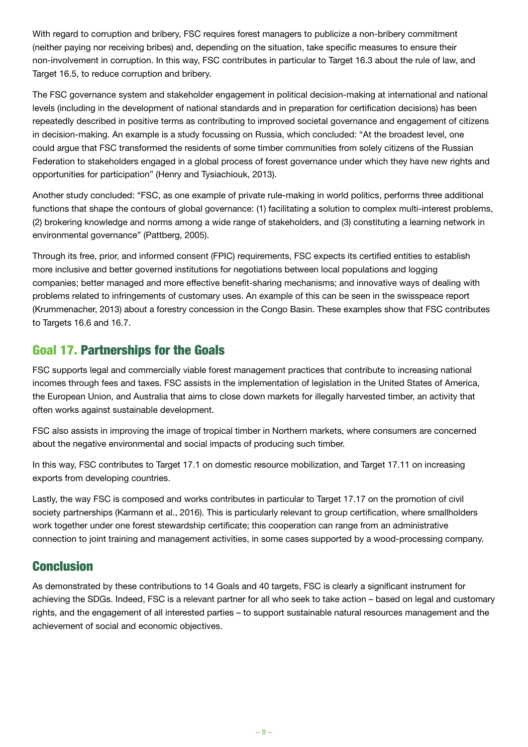With regard to corruption and bribery, FSC requires forest managers to publicize a non-bribery commitment (neither paying nor receiving bribes) and, depending on the situation, take specific measures to ensure their non-involvement in corruption. In this way, FSC contributes in particular to Target 16.3 about the rule of law, and Target 16.5, to reduce corruption and bribery.

The FSC governance system and stakeholder engagement in political decision-making at international and national levels (including in the development of national standards and in preparation for certification decisions) has been repeatedly described in positive terms as contributing to improved societal governance and engagement of citizens in decision-making. An example is a study focussing on Russia, which concluded: “At the broadest level, one could argue that FSC transformed the residents of some timber communities from solely citizens of the Russian Federation to stakeholders engaged in a global process of forest governance under which they have new rights and opportunities for participation” (Henry and Tysiachiouk, 2013).

Another study concluded: “FSC, as one example of private rule-making in world politics, performs three additional functions that shape the contours of global governance: (1) facilitating a solution to complex multi-interest problems, (2) brokering knowledge and norms among a wide range of stakeholders, and (3) constituting a learning network in environmental governance” (Pattberg, 2005).

Through its free, prior, and informed consent (FPIC) requirements, FSC expects its certified entities to establish more inclusive and better governed institutions for negotiations between local populations and logging companies; better managed and more effective benefit-sharing mechanisms; and innovative ways of dealing with problems related to infringements of customary uses. An example of this can be seen in the swisspeace report (Krummenacher, 2013) about a forestry concession in the Congo Basin. These examples show that FSC contributes to Targets 16.6 and 16.7.

## Goal 17. Partnerships for the Goals

FSC supports legal and commercially viable forest management practices that contribute to increasing national incomes through fees and taxes. FSC assists in the implementation of legislation in the United States of America, the European Union, and Australia that aims to close down markets for illegally harvested timber, an activity that often works against sustainable development.

FSC also assists in improving the image of tropical timber in Northern markets, where consumers are concerned about the negative environmental and social impacts of producing such timber.

In this way, FSC contributes to Target 17.1 on domestic resource mobilization, and Target 17.11 on increasing exports from developing countries.

Lastly, the way FSC is composed and works contributes in particular to Target 17.17 on the promotion of civil society partnerships (Karmann et al., 2016). This is particularly relevant to group certification, where smallholders work together under one forest stewardship certificate; this cooperation can range from an administrative connection to joint training and management activities, in some cases supported by a wood-processing company.

## Conclusion

As demonstrated by these contributions to 14 Goals and 40 targets, FSC is clearly a significant instrument for achieving the SDGs. Indeed, FSC is a relevant partner for all who seek to take action – based on legal and customary rights, and the engagement of all interested parties – to support sustainable natural resources management and the achievement of social and economic objectives.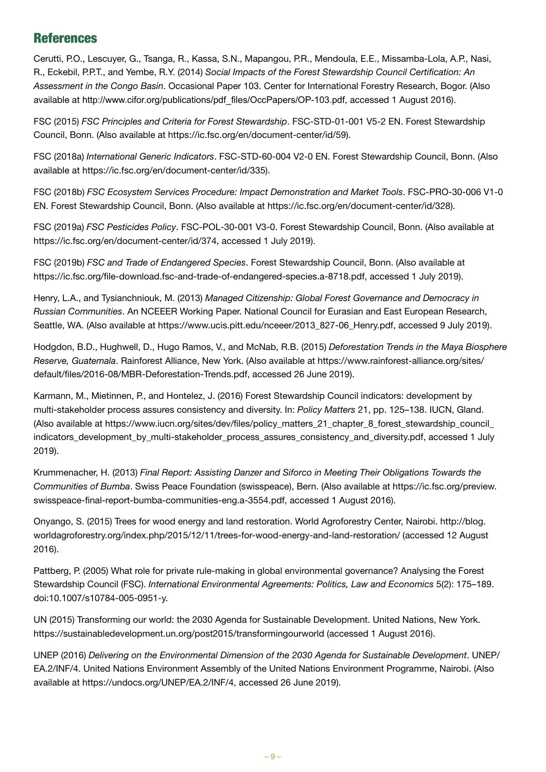## References

Cerutti, P.O., Lescuyer, G., Tsanga, R., Kassa, S.N., Mapangou, P.R., Mendoula, E.E., Missamba-Lola, A.P., Nasi, R., Eckebil, P.P.T., and Yembe, R.Y. (2014) *Social Impacts of the Forest Stewardship Council Certification: An Assessment in the Congo Basin*. Occasional Paper 103. Center for International Forestry Research, Bogor. (Also available at http://www.cifor.org/publications/pdf_files/OccPapers/OP-103.pdf, accessed 1 August 2016).

FSC (2015) *FSC Principles and Criteria for Forest Stewardship*. FSC-STD-01-001 V5-2 EN. Forest Stewardship Council, Bonn. (Also available at https://ic.fsc.org/en/document-center/id/59).

FSC (2018a) *International Generic Indicators*. FSC-STD-60-004 V2-0 EN. Forest Stewardship Council, Bonn. (Also available at https://ic.fsc.org/en/document-center/id/335).

FSC (2018b) *FSC Ecosystem Services Procedure: Impact Demonstration and Market Tools*. FSC-PRO-30-006 V1-0 EN. Forest Stewardship Council, Bonn. (Also available at https://ic.fsc.org/en/document-center/id/328).

FSC (2019a) *FSC Pesticides Policy*. FSC-POL-30-001 V3-0. Forest Stewardship Council, Bonn. (Also available at https://ic.fsc.org/en/document-center/id/374, accessed 1 July 2019).

FSC (2019b) *FSC and Trade of Endangered Species*. Forest Stewardship Council, Bonn. (Also available at https://ic.fsc.org/file-download.fsc-and-trade-of-endangered-species.a-8718.pdf, accessed 1 July 2019).

Henry, L.A., and Tysianchniouk, M. (2013) *Managed Citizenship: Global Forest Governance and Democracy in Russian Communities*. An NCEEER Working Paper. National Council for Eurasian and East European Research, Seattle, WA. (Also available at https://www.ucis.pitt.edu/nceeer/2013_827-06_Henry.pdf, accessed 9 July 2019).

Hodgdon, B.D., Hughwell, D., Hugo Ramos, V., and McNab, R.B. (2015) *Deforestation Trends in the Maya Biosphere Reserve, Guatemala*. Rainforest Alliance, New York. (Also available at https://www.rainforest-alliance.org/sites/default/files/2016-08/MBR-Deforestation-Trends.pdf, accessed 26 June 2019).

Karmann, M., Mietinnen, P., and Hontelez, J. (2016) Forest Stewardship Council indicators: development by multi-stakeholder process assures consistency and diversity. In: *Policy Matters* 21, pp. 125–138. IUCN, Gland. (Also available at https://www.iucn.org/sites/dev/files/policy_matters_21_chapter_8_forest_stewardship_council_indicators_development_by_multi-stakeholder_process_assures_consistency_and_diversity.pdf, accessed 1 July 2019).

Krummenacher, H. (2013) *Final Report: Assisting Danzer and Siforco in Meeting Their Obligations Towards the Communities of Bumba*. Swiss Peace Foundation (swisspeace), Bern. (Also available at https://ic.fsc.org/preview.swisspeace-final-report-bumba-communities-eng.a-3554.pdf, accessed 1 August 2016).

Onyango, S. (2015) Trees for wood energy and land restoration. World Agroforestry Center, Nairobi. http://blog.worldagroforestry.org/index.php/2015/12/11/trees-for-wood-energy-and-land-restoration/ (accessed 12 August 2016).

Pattberg, P. (2005) What role for private rule-making in global environmental governance? Analysing the Forest Stewardship Council (FSC). *International Environmental Agreements: Politics, Law and Economics* 5(2): 175–189. doi:10.1007/s10784-005-0951-y.

UN (2015) Transforming our world: the 2030 Agenda for Sustainable Development. United Nations, New York. https://sustainabledevelopment.un.org/post2015/transformingourworld (accessed 1 August 2016).

UNEP (2016) *Delivering on the Environmental Dimension of the 2030 Agenda for Sustainable Development*. UNEP/EA.2/INF/4. United Nations Environment Assembly of the United Nations Environment Programme, Nairobi. (Also available at https://undocs.org/UNEP/EA.2/INF/4, accessed 26 June 2019).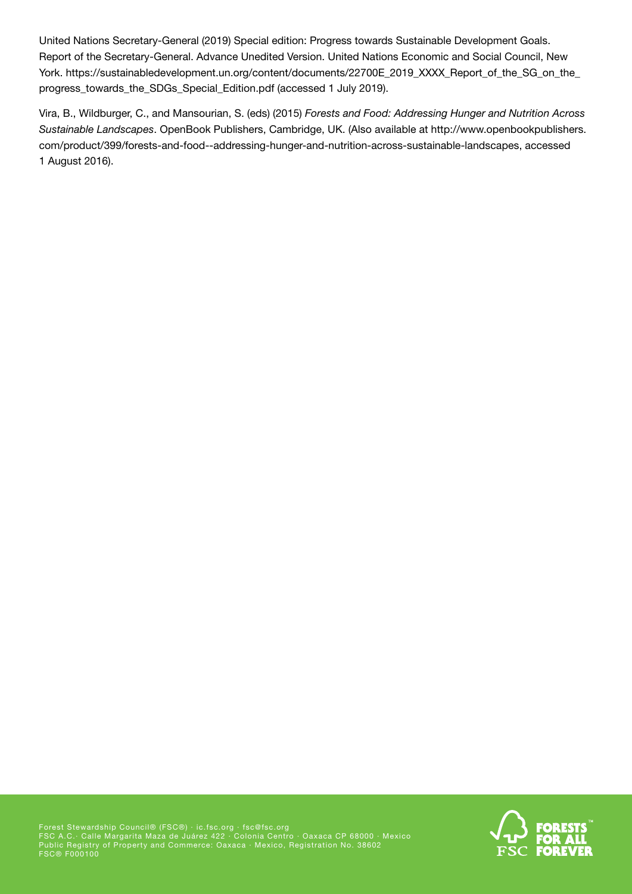United Nations Secretary-General (2019) Special edition: Progress towards Sustainable Development Goals. Report of the Secretary-General. Advance Unedited Version. United Nations Economic and Social Council, New York. https://sustainabledevelopment.un.org/content/documents/22700E_2019_XXXX_Report_of_the_SG_on_the_progress_towards_the_SDGs_Special_Edition.pdf (accessed 1 July 2019).

Vira, B., Wildburger, C., and Mansourian, S. (eds) (2015) *Forests and Food: Addressing Hunger and Nutrition Across Sustainable Landscapes*. OpenBook Publishers, Cambridge, UK. (Also available at http://www.openbookpublishers.com/product/399/forests-and-food--addressing-hunger-and-nutrition-across-sustainable-landscapes, accessed 1 August 2016).

Forest Stewardship Council® (FSC®) · ic.fsc.org · fsc@fsc.org
FSC A.C.· Calle Margarita Maza de Juárez 422 · Colonia Centro · Oaxaca CP 68000 · Mexico
Public Registry of Property and Commerce: Oaxaca · Mexico, Registration No. 38602
FSC® F000100

FSC FORESTS FOR ALL FOREVER™